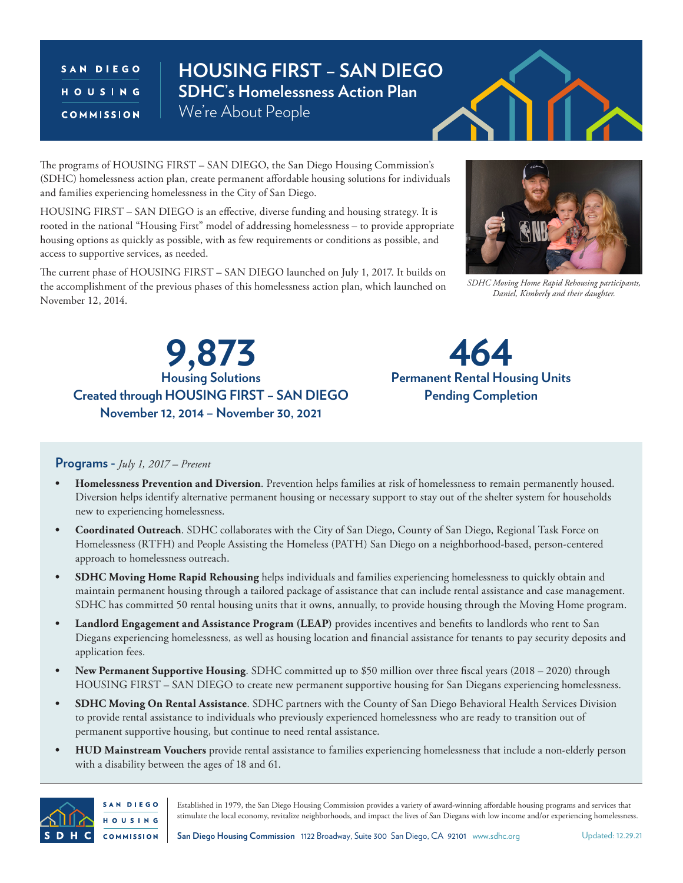SAN DIEGO HOUSING COMMISSION

# HOUSING FIRST – SAN DIEGO

## SDHC's Homelessness Action Plan

We're About People

The programs of HOUSING FIRST – SAN DIEGO, the San Diego Housing Commission's (SDHC) homelessness action plan, create permanent affordable housing solutions for individuals and families experiencing homelessness in the City of San Diego.

HOUSING FIRST – SAN DIEGO is an effective, diverse funding and housing strategy. It is rooted in the national "Housing First" model of addressing homelessness – to provide appropriate housing options as quickly as possible, with as few requirements or conditions as possible, and access to supportive services, as needed.

The current phase of HOUSING FIRST – SAN DIEGO launched on July 1, 2017. It builds on the accomplishment of the previous phases of this homelessness action plan, which launched on November 12, 2014.

*SDHC Moving Home Rapid Rehousing participants, Daniel, Kimberly and their daughter.*

**9,873**
**Housing Solutions**
**Created through HOUSING FIRST – SAN DIEGO**
**November 12, 2014 – November 30, 2021**

**464**
**Permanent Rental Housing Units**
**Pending Completion**

### Programs - *July 1, 2017 – Present*

- **Homelessness Prevention and Diversion**. Prevention helps families at risk of homelessness to remain permanently housed. Diversion helps identify alternative permanent housing or necessary support to stay out of the shelter system for households new to experiencing homelessness.
- **Coordinated Outreach**. SDHC collaborates with the City of San Diego, County of San Diego, Regional Task Force on Homelessness (RTFH) and People Assisting the Homeless (PATH) San Diego on a neighborhood-based, person-centered approach to homelessness outreach.
- **SDHC Moving Home Rapid Rehousing** helps individuals and families experiencing homelessness to quickly obtain and maintain permanent housing through a tailored package of assistance that can include rental assistance and case management. SDHC has committed 50 rental housing units that it owns, annually, to provide housing through the Moving Home program.
- **Landlord Engagement and Assistance Program (LEAP)** provides incentives and benefits to landlords who rent to San Diegans experiencing homelessness, as well as housing location and financial assistance for tenants to pay security deposits and application fees.
- **New Permanent Supportive Housing**. SDHC committed up to $50 million over three fiscal years (2018 – 2020) through HOUSING FIRST – SAN DIEGO to create new permanent supportive housing for San Diegans experiencing homelessness.
- **SDHC Moving On Rental Assistance**. SDHC partners with the County of San Diego Behavioral Health Services Division to provide rental assistance to individuals who previously experienced homelessness who are ready to transition out of permanent supportive housing, but continue to need rental assistance.
- **HUD Mainstream Vouchers** provide rental assistance to families experiencing homelessness that include a non-elderly person with a disability between the ages of 18 and 61.

Established in 1979, the San Diego Housing Commission provides a variety of award-winning affordable housing programs and services that stimulate the local economy, revitalize neighborhoods, and impact the lives of San Diegans with low income and/or experiencing homelessness.

San Diego Housing Commission 1122 Broadway, Suite 300 San Diego, CA 92101 www.sdhc.org

Updated: 12.29.21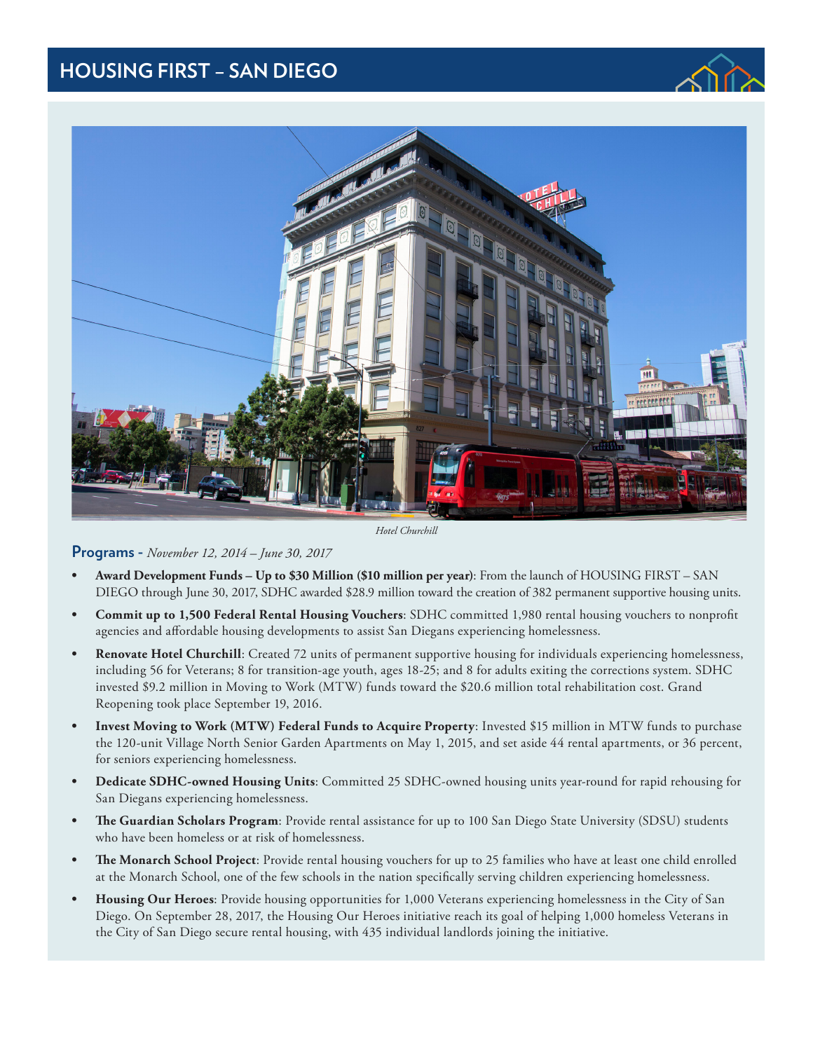# HOUSING FIRST – SAN DIEGO

*Hotel Churchill*

## Programs - *November 12, 2014 – June 30, 2017*

- **Award Development Funds – Up to $30 Million ($10 million per year)**: From the launch of HOUSING FIRST – SAN DIEGO through June 30, 2017, SDHC awarded $28.9 million toward the creation of 382 permanent supportive housing units.
- **Commit up to 1,500 Federal Rental Housing Vouchers**: SDHC committed 1,980 rental housing vouchers to nonprofit agencies and affordable housing developments to assist San Diegans experiencing homelessness.
- **Renovate Hotel Churchill**: Created 72 units of permanent supportive housing for individuals experiencing homelessness, including 56 for Veterans; 8 for transition-age youth, ages 18-25; and 8 for adults exiting the corrections system. SDHC invested $9.2 million in Moving to Work (MTW) funds toward the $20.6 million total rehabilitation cost. Grand Reopening took place September 19, 2016.
- **Invest Moving to Work (MTW) Federal Funds to Acquire Property**: Invested $15 million in MTW funds to purchase the 120-unit Village North Senior Garden Apartments on May 1, 2015, and set aside 44 rental apartments, or 36 percent, for seniors experiencing homelessness.
- **Dedicate SDHC-owned Housing Units**: Committed 25 SDHC-owned housing units year-round for rapid rehousing for San Diegans experiencing homelessness.
- **The Guardian Scholars Program**: Provide rental assistance for up to 100 San Diego State University (SDSU) students who have been homeless or at risk of homelessness.
- **The Monarch School Project**: Provide rental housing vouchers for up to 25 families who have at least one child enrolled at the Monarch School, one of the few schools in the nation specifically serving children experiencing homelessness.
- **Housing Our Heroes**: Provide housing opportunities for 1,000 Veterans experiencing homelessness in the City of San Diego. On September 28, 2017, the Housing Our Heroes initiative reach its goal of helping 1,000 homeless Veterans in the City of San Diego secure rental housing, with 435 individual landlords joining the initiative.